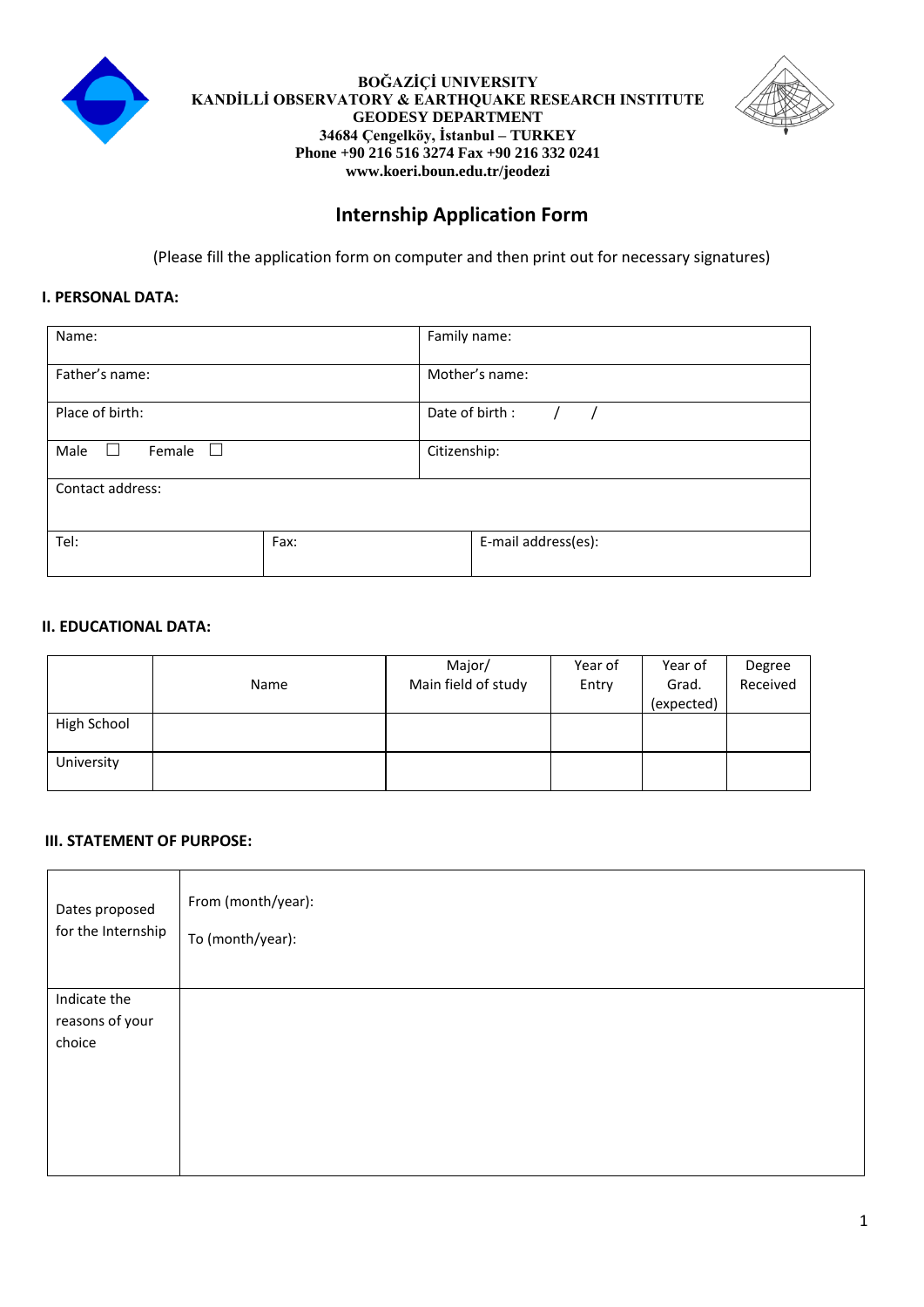**BOĞAZİÇİ UNIVERSITY**
**KANDİLLİ OBSERVATORY & EARTHQUAKE RESEARCH INSTITUTE**
**GEODESY DEPARTMENT**
**34684 Çengelköy, İstanbul – TURKEY**
**Phone +90 216 516 3274 Fax +90 216 332 0241**
**www.koeri.boun.edu.tr/jeodezi**

# Internship Application Form

(Please fill the application form on computer and then print out for necessary signatures)

## I. PERSONAL DATA:

| | | |
|---|---|---|
| Name: | | Family name: |
| Father's name: | | Mother's name: |
| Place of birth: | | Date of birth :    /    / |
| Male ☐    Female ☐ | | Citizenship: |
| Contact address: | | |
| Tel: | Fax: | E-mail address(es): |

## II. EDUCATIONAL DATA:

| | Name | Major/ Main field of study | Year of Entry | Year of Grad. (expected) | Degree Received |
|---|---|---|---|---|---|
| High School | | | | | |
| University | | | | | |

## III. STATEMENT OF PURPOSE:

| | |
|---|---|
| Dates proposed for the Internship | From (month/year): <br> To (month/year): |
| Indicate the reasons of your choice | |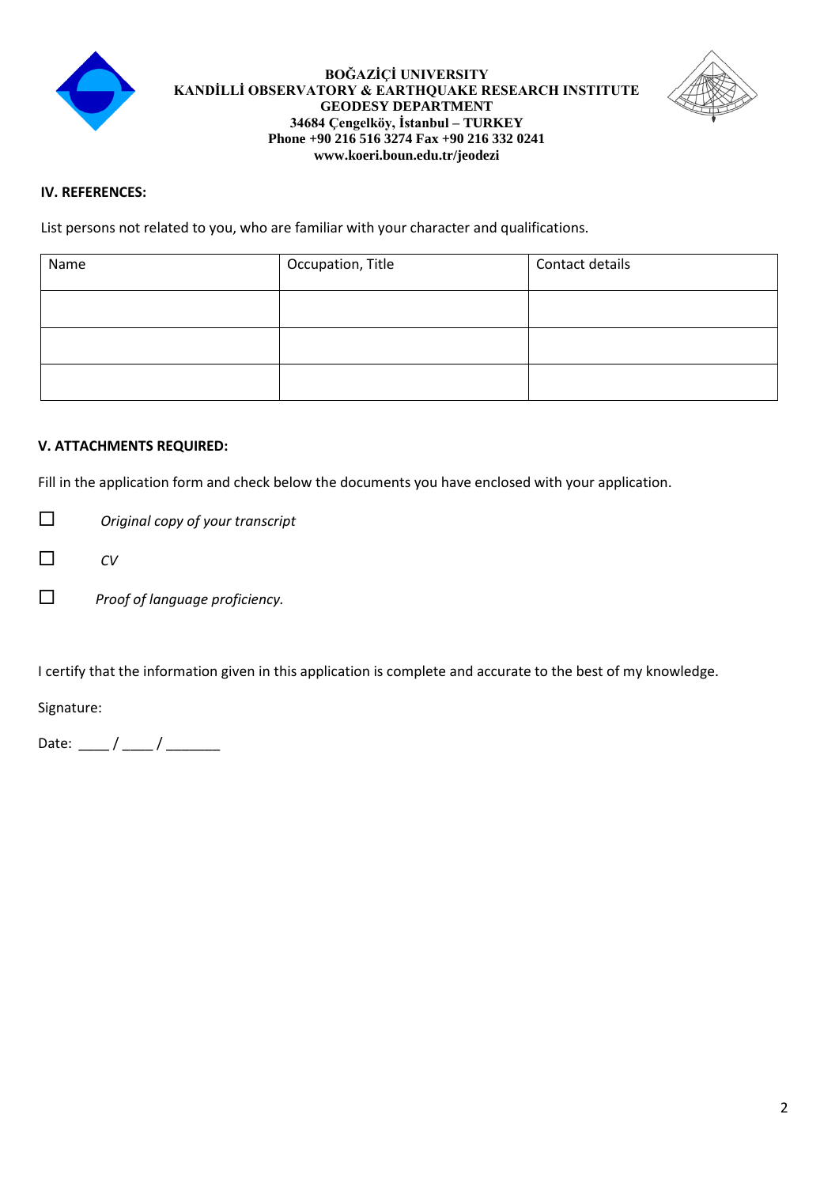**BOĞAZİÇİ UNIVERSITY**
**KANDİLLİ OBSERVATORY & EARTHQUAKE RESEARCH INSTITUTE**
**GEODESY DEPARTMENT**
**34684 Çengelköy, İstanbul – TURKEY**
**Phone +90 216 516 3274 Fax +90 216 332 0241**
**www.koeri.boun.edu.tr/jeodezi**

## IV. REFERENCES:

List persons not related to you, who are familiar with your character and qualifications.

| Name | Occupation, Title | Contact details |
|---|---|---|
| | | |
| | | |
| | | |

## V. ATTACHMENTS REQUIRED:

Fill in the application form and check below the documents you have enclosed with your application.

☐ *Original copy of your transcript*

☐ *CV*

☐ *Proof of language proficiency.*

I certify that the information given in this application is complete and accurate to the best of my knowledge.

Signature:

Date: ____ / ____ / _______